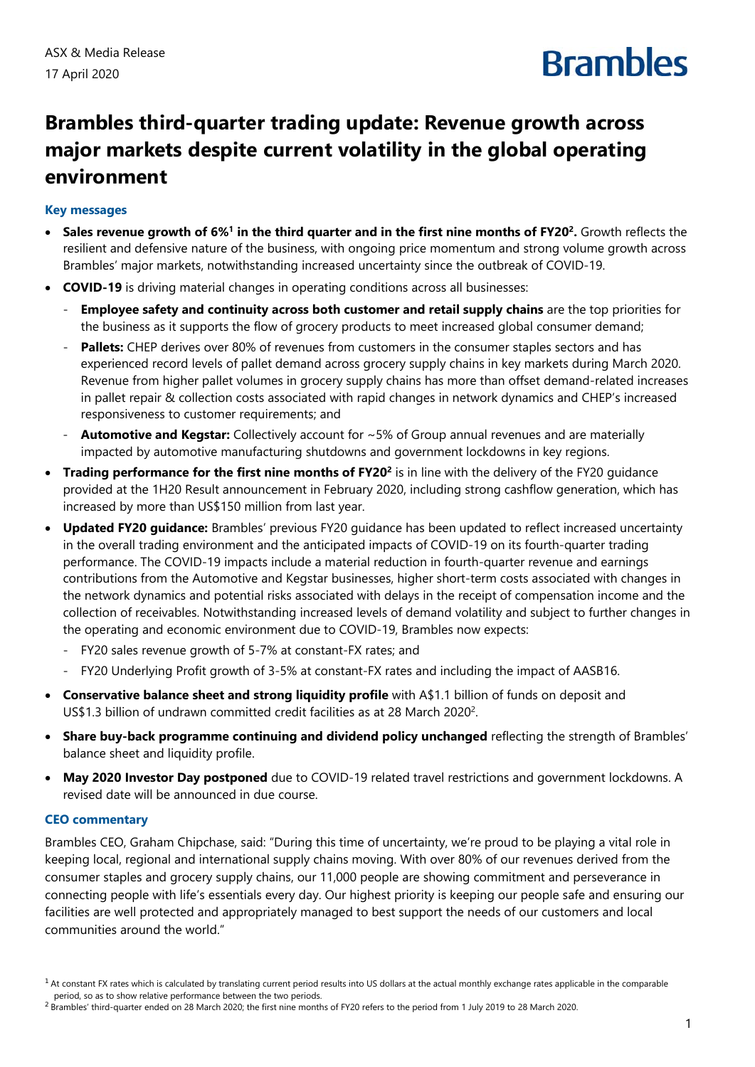ASX & Media Release

17 April 2020

Brambles

# Brambles third-quarter trading update: Revenue growth across major markets despite current volatility in the global operating environment

### Key messages

- **Sales revenue growth of 6%[1] in the third quarter and in the first nine months of FY20[2].** Growth reflects the resilient and defensive nature of the business, with ongoing price momentum and strong volume growth across Brambles' major markets, notwithstanding increased uncertainty since the outbreak of COVID-19.
- **COVID-19** is driving material changes in operating conditions across all businesses:
  - **Employee safety and continuity across both customer and retail supply chains** are the top priorities for the business as it supports the flow of grocery products to meet increased global consumer demand;
  - **Pallets:** CHEP derives over 80% of revenues from customers in the consumer staples sectors and has experienced record levels of pallet demand across grocery supply chains in key markets during March 2020. Revenue from higher pallet volumes in grocery supply chains has more than offset demand-related increases in pallet repair & collection costs associated with rapid changes in network dynamics and CHEP's increased responsiveness to customer requirements; and
  - **Automotive and Kegstar:** Collectively account for ~5% of Group annual revenues and are materially impacted by automotive manufacturing shutdowns and government lockdowns in key regions.
- **Trading performance for the first nine months of FY20[2]** is in line with the delivery of the FY20 guidance provided at the 1H20 Result announcement in February 2020, including strong cashflow generation, which has increased by more than US$150 million from last year.
- **Updated FY20 guidance:** Brambles' previous FY20 guidance has been updated to reflect increased uncertainty in the overall trading environment and the anticipated impacts of COVID-19 on its fourth-quarter trading performance. The COVID-19 impacts include a material reduction in fourth-quarter revenue and earnings contributions from the Automotive and Kegstar businesses, higher short-term costs associated with changes in the network dynamics and potential risks associated with delays in the receipt of compensation income and the collection of receivables. Notwithstanding increased levels of demand volatility and subject to further changes in the operating and economic environment due to COVID-19, Brambles now expects:
  - FY20 sales revenue growth of 5-7% at constant-FX rates; and
  - FY20 Underlying Profit growth of 3-5% at constant-FX rates and including the impact of AASB16.
- **Conservative balance sheet and strong liquidity profile** with A$1.1 billion of funds on deposit and US$1.3 billion of undrawn committed credit facilities as at 28 March 2020[2].
- **Share buy-back programme continuing and dividend policy unchanged** reflecting the strength of Brambles' balance sheet and liquidity profile.
- **May 2020 Investor Day postponed** due to COVID-19 related travel restrictions and government lockdowns. A revised date will be announced in due course.

### CEO commentary

Brambles CEO, Graham Chipchase, said: "During this time of uncertainty, we're proud to be playing a vital role in keeping local, regional and international supply chains moving. With over 80% of our revenues derived from the consumer staples and grocery supply chains, our 11,000 people are showing commitment and perseverance in connecting people with life's essentials every day. Our highest priority is keeping our people safe and ensuring our facilities are well protected and appropriately managed to best support the needs of our customers and local communities around the world."

[1] At constant FX rates which is calculated by translating current period results into US dollars at the actual monthly exchange rates applicable in the comparable period, so as to show relative performance between the two periods.

[2] Brambles' third-quarter ended on 28 March 2020; the first nine months of FY20 refers to the period from 1 July 2019 to 28 March 2020.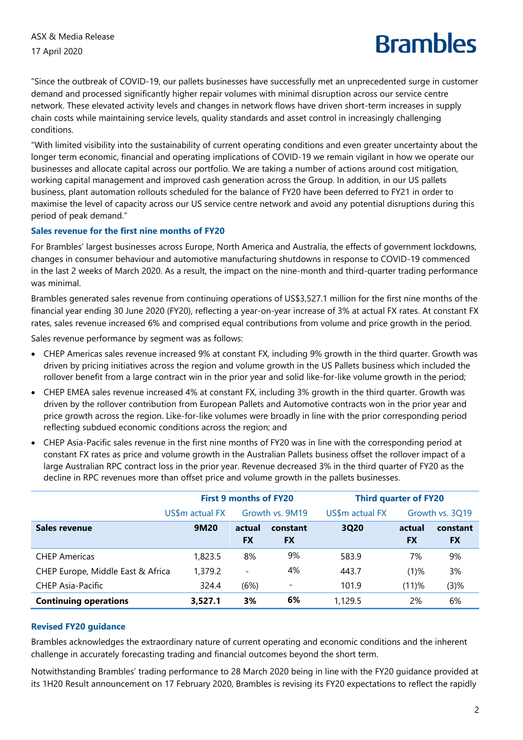"Since the outbreak of COVID-19, our pallets businesses have successfully met an unprecedented surge in customer demand and processed significantly higher repair volumes with minimal disruption across our service centre network. These elevated activity levels and changes in network flows have driven short-term increases in supply chain costs while maintaining service levels, quality standards and asset control in increasingly challenging conditions.

"With limited visibility into the sustainability of current operating conditions and even greater uncertainty about the longer term economic, financial and operating implications of COVID-19 we remain vigilant in how we operate our businesses and allocate capital across our portfolio. We are taking a number of actions around cost mitigation, working capital management and improved cash generation across the Group. In addition, in our US pallets business, plant automation rollouts scheduled for the balance of FY20 have been deferred to FY21 in order to maximise the level of capacity across our US service centre network and avoid any potential disruptions during this period of peak demand."

### Sales revenue for the first nine months of FY20

For Brambles' largest businesses across Europe, North America and Australia, the effects of government lockdowns, changes in consumer behaviour and automotive manufacturing shutdowns in response to COVID-19 commenced in the last 2 weeks of March 2020. As a result, the impact on the nine-month and third-quarter trading performance was minimal.

Brambles generated sales revenue from continuing operations of US$3,527.1 million for the first nine months of the financial year ending 30 June 2020 (FY20), reflecting a year-on-year increase of 3% at actual FX rates. At constant FX rates, sales revenue increased 6% and comprised equal contributions from volume and price growth in the period.

Sales revenue performance by segment was as follows:

- CHEP Americas sales revenue increased 9% at constant FX, including 9% growth in the third quarter. Growth was driven by pricing initiatives across the region and volume growth in the US Pallets business which included the rollover benefit from a large contract win in the prior year and solid like-for-like volume growth in the period;
- CHEP EMEA sales revenue increased 4% at constant FX, including 3% growth in the third quarter. Growth was driven by the rollover contribution from European Pallets and Automotive contracts won in the prior year and price growth across the region. Like-for-like volumes were broadly in line with the prior corresponding period reflecting subdued economic conditions across the region; and
- CHEP Asia-Pacific sales revenue in the first nine months of FY20 was in line with the corresponding period at constant FX rates as price and volume growth in the Australian Pallets business offset the rollover impact of a large Australian RPC contract loss in the prior year. Revenue decreased 3% in the third quarter of FY20 as the decline in RPC revenues more than offset price and volume growth in the pallets businesses.

| | First 9 months of FY20 | | | Third quarter of FY20 | | |
|---|---|---|---|---|---|---|
| | US$m actual FX | Growth vs. 9M19 | | US$m actual FX | Growth vs. 3Q19 | |
| **Sales revenue** | **9M20** | **actual FX** | **constant FX** | **3Q20** | **actual FX** | **constant FX** |
| CHEP Americas | 1,823.5 | 8% | 9% | 583.9 | 7% | 9% |
| CHEP Europe, Middle East & Africa | 1,379.2 | - | 4% | 443.7 | (1)% | 3% |
| CHEP Asia-Pacific | 324.4 | (6%) | - | 101.9 | (11)% | (3)% |
| **Continuing operations** | **3,527.1** | **3%** | **6%** | 1,129.5 | 2% | 6% |

### Revised FY20 guidance

Brambles acknowledges the extraordinary nature of current operating and economic conditions and the inherent challenge in accurately forecasting trading and financial outcomes beyond the short term.

Notwithstanding Brambles' trading performance to 28 March 2020 being in line with the FY20 guidance provided at its 1H20 Result announcement on 17 February 2020, Brambles is revising its FY20 expectations to reflect the rapidly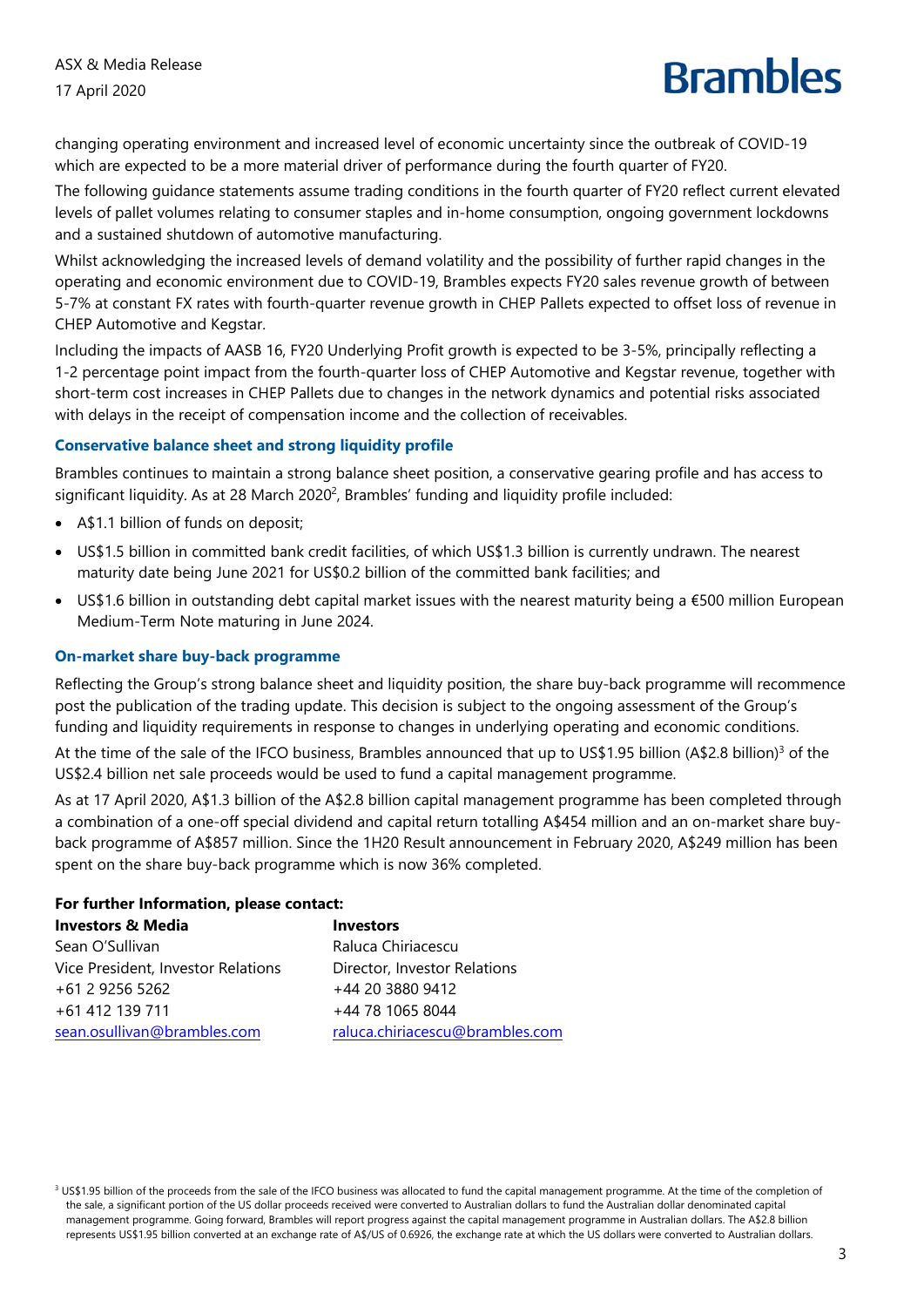changing operating environment and increased level of economic uncertainty since the outbreak of COVID-19 which are expected to be a more material driver of performance during the fourth quarter of FY20.

The following guidance statements assume trading conditions in the fourth quarter of FY20 reflect current elevated levels of pallet volumes relating to consumer staples and in-home consumption, ongoing government lockdowns and a sustained shutdown of automotive manufacturing.

Whilst acknowledging the increased levels of demand volatility and the possibility of further rapid changes in the operating and economic environment due to COVID-19, Brambles expects FY20 sales revenue growth of between 5-7% at constant FX rates with fourth-quarter revenue growth in CHEP Pallets expected to offset loss of revenue in CHEP Automotive and Kegstar.

Including the impacts of AASB 16, FY20 Underlying Profit growth is expected to be 3-5%, principally reflecting a 1-2 percentage point impact from the fourth-quarter loss of CHEP Automotive and Kegstar revenue, together with short-term cost increases in CHEP Pallets due to changes in the network dynamics and potential risks associated with delays in the receipt of compensation income and the collection of receivables.

### Conservative balance sheet and strong liquidity profile

Brambles continues to maintain a strong balance sheet position, a conservative gearing profile and has access to significant liquidity. As at 28 March 2020[2], Brambles' funding and liquidity profile included:

- A$1.1 billion of funds on deposit;
- US$1.5 billion in committed bank credit facilities, of which US$1.3 billion is currently undrawn. The nearest maturity date being June 2021 for US$0.2 billion of the committed bank facilities; and
- US$1.6 billion in outstanding debt capital market issues with the nearest maturity being a €500 million European Medium-Term Note maturing in June 2024.

### On-market share buy-back programme

Reflecting the Group's strong balance sheet and liquidity position, the share buy-back programme will recommence post the publication of the trading update. This decision is subject to the ongoing assessment of the Group's funding and liquidity requirements in response to changes in underlying operating and economic conditions.

At the time of the sale of the IFCO business, Brambles announced that up to US$1.95 billion (A$2.8 billion)[3] of the US$2.4 billion net sale proceeds would be used to fund a capital management programme.

As at 17 April 2020, A$1.3 billion of the A$2.8 billion capital management programme has been completed through a combination of a one-off special dividend and capital return totalling A$454 million and an on-market share buy-back programme of A$857 million. Since the 1H20 Result announcement in February 2020, A$249 million has been spent on the share buy-back programme which is now 36% completed.

**For further Information, please contact:**

| **Investors & Media** | **Investors** |
|---|---|
| Sean O'Sullivan | Raluca Chiriacescu |
| Vice President, Investor Relations | Director, Investor Relations |
| +61 2 9256 5262 | +44 20 3880 9412 |
| +61 412 139 711 | +44 78 1065 8044 |
| sean.osullivan@brambles.com | raluca.chiriacescu@brambles.com |

[3] US$1.95 billion of the proceeds from the sale of the IFCO business was allocated to fund the capital management programme. At the time of the completion of the sale, a significant portion of the US dollar proceeds received were converted to Australian dollars to fund the Australian dollar denominated capital management programme. Going forward, Brambles will report progress against the capital management programme in Australian dollars. The A$2.8 billion represents US$1.95 billion converted at an exchange rate of A$/US of 0.6926, the exchange rate at which the US dollars were converted to Australian dollars.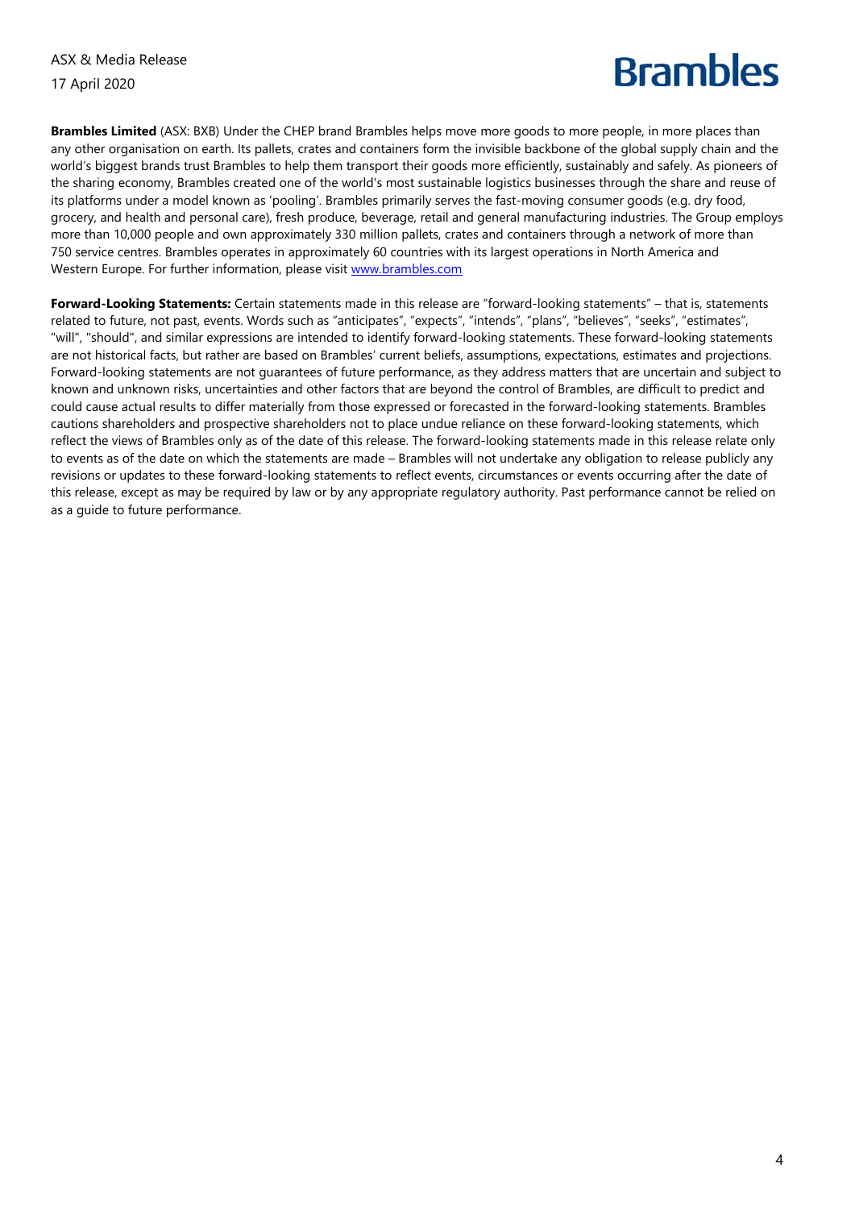**Brambles Limited** (ASX: BXB) Under the CHEP brand Brambles helps move more goods to more people, in more places than any other organisation on earth. Its pallets, crates and containers form the invisible backbone of the global supply chain and the world's biggest brands trust Brambles to help them transport their goods more efficiently, sustainably and safely. As pioneers of the sharing economy, Brambles created one of the world's most sustainable logistics businesses through the share and reuse of its platforms under a model known as 'pooling'. Brambles primarily serves the fast-moving consumer goods (e.g. dry food, grocery, and health and personal care), fresh produce, beverage, retail and general manufacturing industries. The Group employs more than 10,000 people and own approximately 330 million pallets, crates and containers through a network of more than 750 service centres. Brambles operates in approximately 60 countries with its largest operations in North America and Western Europe. For further information, please visit [www.brambles.com](http://www.brambles.com)

**Forward-Looking Statements:** Certain statements made in this release are "forward-looking statements" – that is, statements related to future, not past, events. Words such as "anticipates", "expects", "intends", "plans", "believes", "seeks", "estimates", "will", "should", and similar expressions are intended to identify forward-looking statements. These forward-looking statements are not historical facts, but rather are based on Brambles' current beliefs, assumptions, expectations, estimates and projections. Forward-looking statements are not guarantees of future performance, as they address matters that are uncertain and subject to known and unknown risks, uncertainties and other factors that are beyond the control of Brambles, are difficult to predict and could cause actual results to differ materially from those expressed or forecasted in the forward-looking statements. Brambles cautions shareholders and prospective shareholders not to place undue reliance on these forward-looking statements, which reflect the views of Brambles only as of the date of this release. The forward-looking statements made in this release relate only to events as of the date on which the statements are made – Brambles will not undertake any obligation to release publicly any revisions or updates to these forward-looking statements to reflect events, circumstances or events occurring after the date of this release, except as may be required by law or by any appropriate regulatory authority. Past performance cannot be relied on as a guide to future performance.